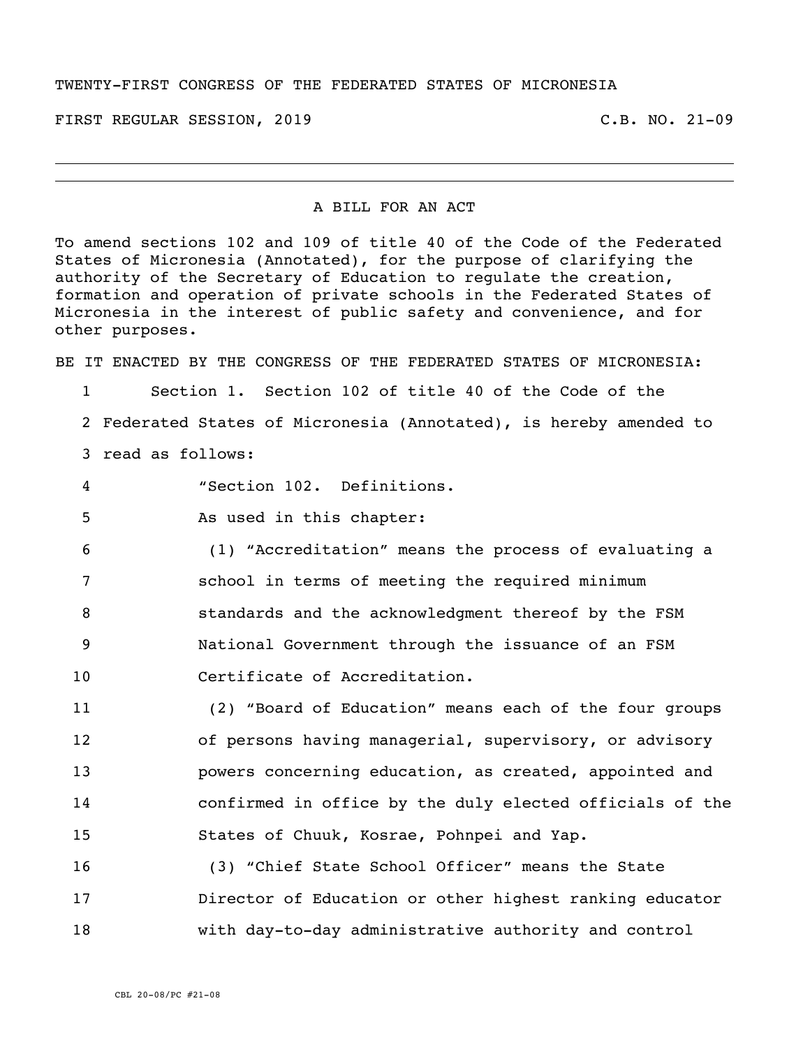TWENTY-FIRST CONGRESS OF THE FEDERATED STATES OF MICRONESIA

FIRST REGULAR SESSION, 2019 C.B. NO. 21-09

---

A BILL FOR AN ACT

To amend sections 102 and 109 of title 40 of the Code of the Federated States of Micronesia (Annotated), for the purpose of clarifying the authority of the Secretary of Education to regulate the creation, formation and operation of private schools in the Federated States of Micronesia in the interest of public safety and convenience, and for other purposes.

BE IT ENACTED BY THE CONGRESS OF THE FEDERATED STATES OF MICRONESIA:

1 Section 1. Section 102 of title 40 of the Code of the
2 Federated States of Micronesia (Annotated), is hereby amended to
3 read as follows:

4 "Section 102. Definitions.

5 As used in this chapter:

6 (1) "Accreditation" means the process of evaluating a
7 school in terms of meeting the required minimum
8 standards and the acknowledgment thereof by the FSM
9 National Government through the issuance of an FSM
10 Certificate of Accreditation.

11 (2) "Board of Education" means each of the four groups
12 of persons having managerial, supervisory, or advisory
13 powers concerning education, as created, appointed and
14 confirmed in office by the duly elected officials of the
15 States of Chuuk, Kosrae, Pohnpei and Yap.

16 (3) "Chief State School Officer" means the State
17 Director of Education or other highest ranking educator
18 with day-to-day administrative authority and control

CBL 20-08/PC #21-08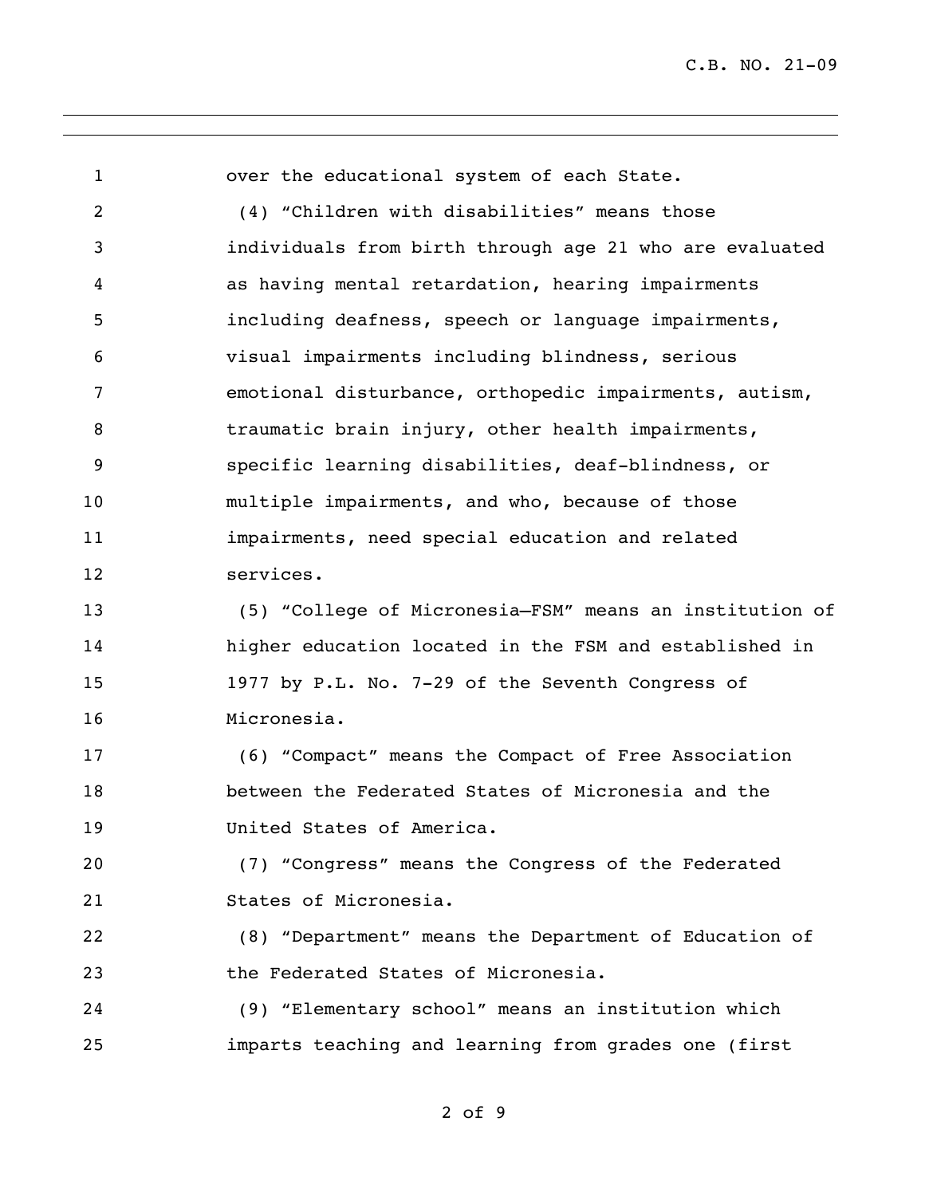over the educational system of each State.

(4) "Children with disabilities" means those individuals from birth through age 21 who are evaluated as having mental retardation, hearing impairments including deafness, speech or language impairments, visual impairments including blindness, serious emotional disturbance, orthopedic impairments, autism, traumatic brain injury, other health impairments, specific learning disabilities, deaf-blindness, or multiple impairments, and who, because of those impairments, need special education and related services.

(5) "College of Micronesia—FSM" means an institution of higher education located in the FSM and established in 1977 by P.L. No. 7-29 of the Seventh Congress of Micronesia.

(6) "Compact" means the Compact of Free Association between the Federated States of Micronesia and the United States of America.

(7) "Congress" means the Congress of the Federated States of Micronesia.

(8) "Department" means the Department of Education of the Federated States of Micronesia.

(9) "Elementary school" means an institution which imparts teaching and learning from grades one (first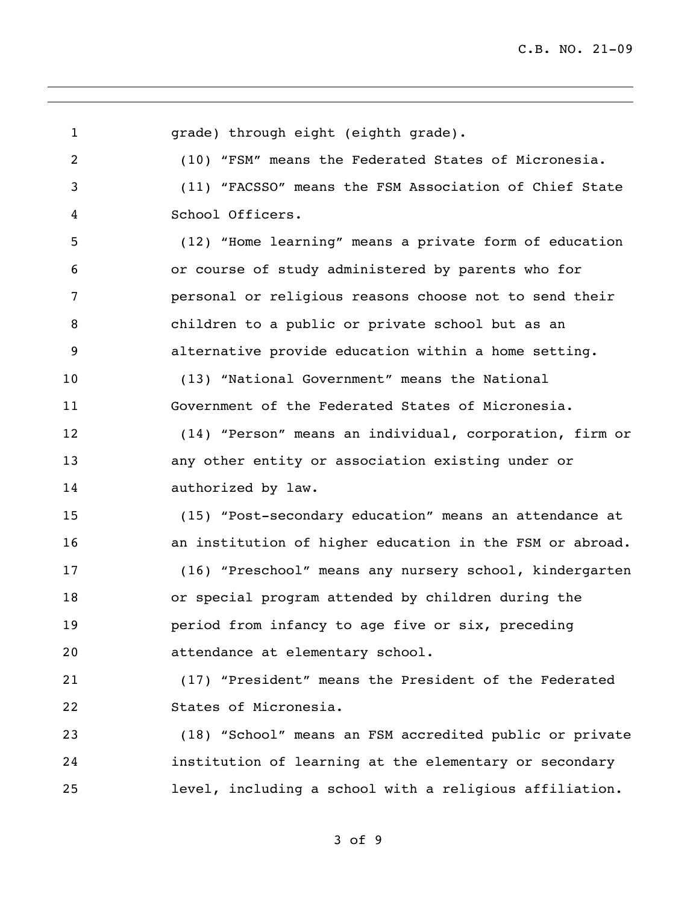grade) through eight (eighth grade).

(10) “FSM” means the Federated States of Micronesia.

(11) “FACSSO” means the FSM Association of Chief State School Officers.

(12) “Home learning” means a private form of education or course of study administered by parents who for personal or religious reasons choose not to send their children to a public or private school but as an alternative provide education within a home setting.

(13) “National Government” means the National Government of the Federated States of Micronesia.

(14) “Person” means an individual, corporation, firm or any other entity or association existing under or authorized by law.

(15) “Post-secondary education” means an attendance at an institution of higher education in the FSM or abroad.

(16) “Preschool” means any nursery school, kindergarten or special program attended by children during the period from infancy to age five or six, preceding attendance at elementary school.

(17) “President” means the President of the Federated States of Micronesia.

(18) “School” means an FSM accredited public or private institution of learning at the elementary or secondary level, including a school with a religious affiliation.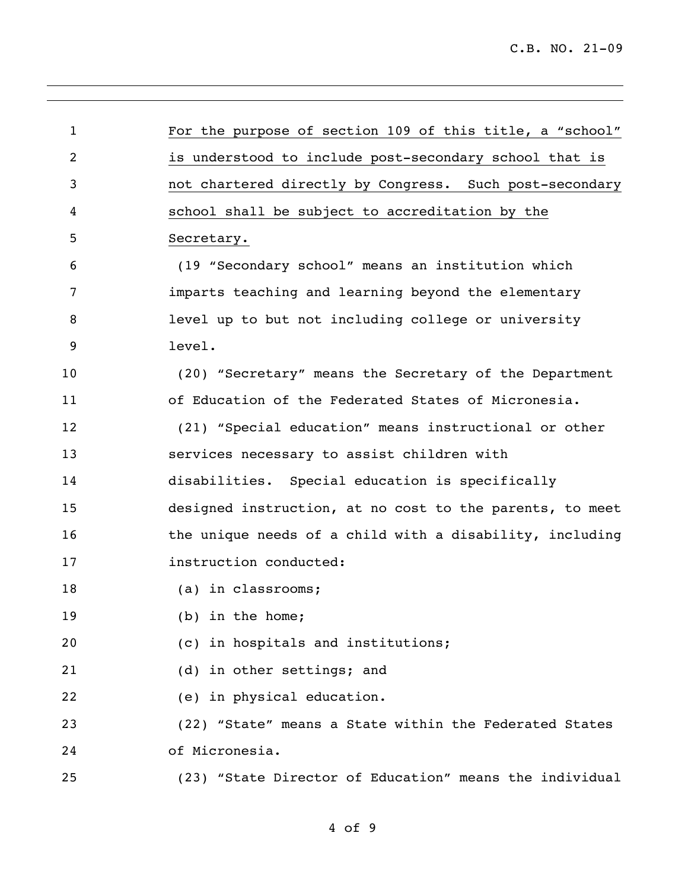For the purpose of section 109 of this title, a "school" is understood to include post-secondary school that is not chartered directly by Congress. Such post-secondary school shall be subject to accreditation by the Secretary.

(19 "Secondary school" means an institution which imparts teaching and learning beyond the elementary level up to but not including college or university level.

(20) "Secretary" means the Secretary of the Department of Education of the Federated States of Micronesia.

(21) "Special education" means instructional or other services necessary to assist children with disabilities. Special education is specifically designed instruction, at no cost to the parents, to meet the unique needs of a child with a disability, including instruction conducted:

(a) in classrooms;

(b) in the home;

(c) in hospitals and institutions;

(d) in other settings; and

(e) in physical education.

(22) "State" means a State within the Federated States of Micronesia.

(23) "State Director of Education" means the individual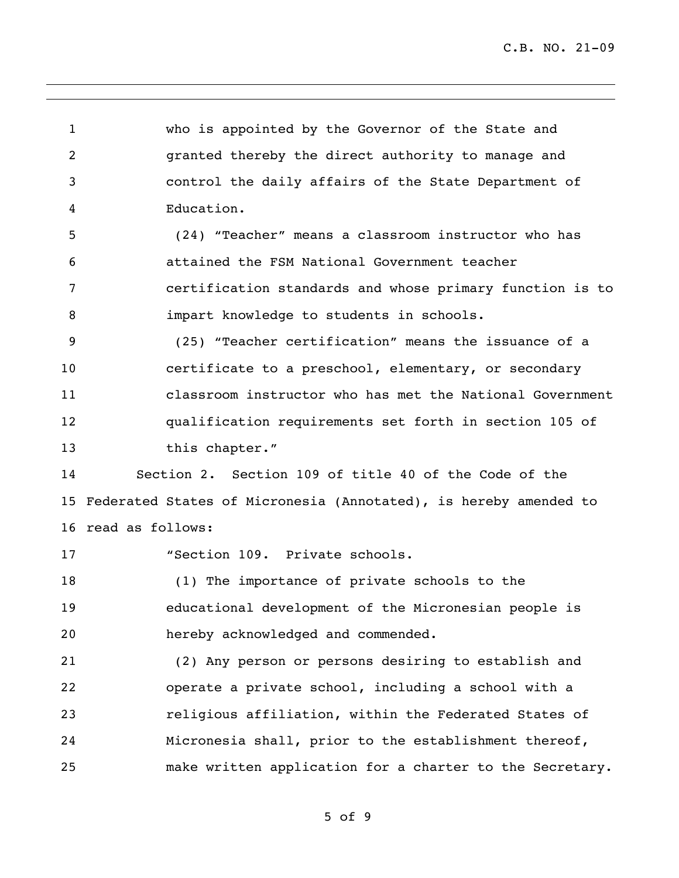who is appointed by the Governor of the State and granted thereby the direct authority to manage and control the daily affairs of the State Department of Education.

(24) "Teacher" means a classroom instructor who has attained the FSM National Government teacher certification standards and whose primary function is to impart knowledge to students in schools.

(25) "Teacher certification" means the issuance of a certificate to a preschool, elementary, or secondary classroom instructor who has met the National Government qualification requirements set forth in section 105 of this chapter."

Section 2. Section 109 of title 40 of the Code of the Federated States of Micronesia (Annotated), is hereby amended to read as follows:

"Section 109. Private schools.

(1) The importance of private schools to the educational development of the Micronesian people is hereby acknowledged and commended.

(2) Any person or persons desiring to establish and operate a private school, including a school with a religious affiliation, within the Federated States of Micronesia shall, prior to the establishment thereof, make written application for a charter to the Secretary.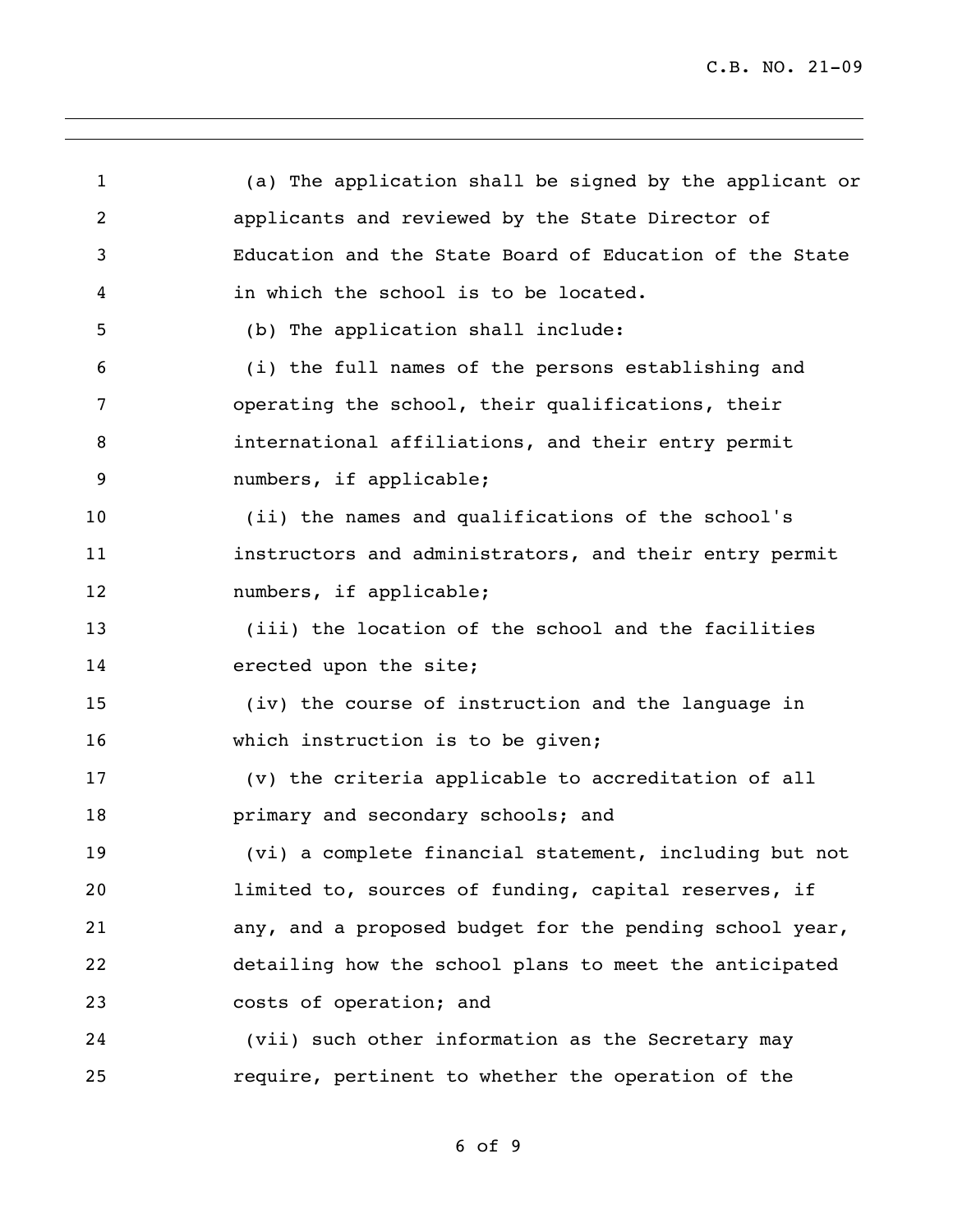(a) The application shall be signed by the applicant or applicants and reviewed by the State Director of Education and the State Board of Education of the State in which the school is to be located.

(b) The application shall include:

(i) the full names of the persons establishing and operating the school, their qualifications, their international affiliations, and their entry permit numbers, if applicable;

(ii) the names and qualifications of the school's instructors and administrators, and their entry permit numbers, if applicable;

(iii) the location of the school and the facilities erected upon the site;

(iv) the course of instruction and the language in which instruction is to be given;

(v) the criteria applicable to accreditation of all primary and secondary schools; and

(vi) a complete financial statement, including but not limited to, sources of funding, capital reserves, if any, and a proposed budget for the pending school year, detailing how the school plans to meet the anticipated costs of operation; and

(vii) such other information as the Secretary may require, pertinent to whether the operation of the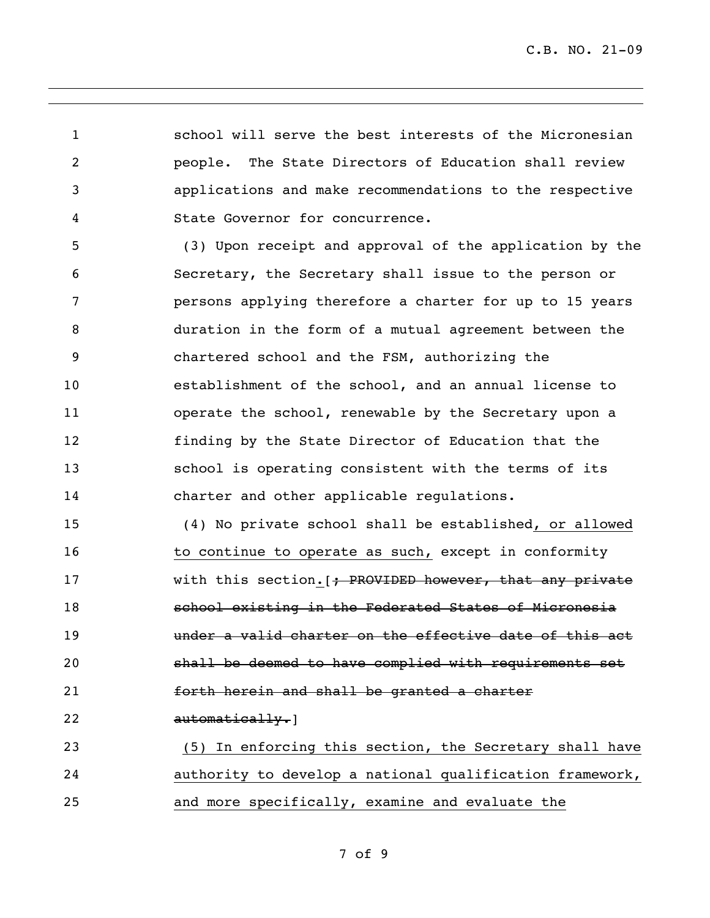school will serve the best interests of the Micronesian people. The State Directors of Education shall review applications and make recommendations to the respective State Governor for concurrence.

(3) Upon receipt and approval of the application by the Secretary, the Secretary shall issue to the person or persons applying therefore a charter for up to 15 years duration in the form of a mutual agreement between the chartered school and the FSM, authorizing the establishment of the school, and an annual license to operate the school, renewable by the Secretary upon a finding by the State Director of Education that the school is operating consistent with the terms of its charter and other applicable regulations.

(4) No private school shall be established<u>, or allowed to continue to operate as such,</u> except in conformity with this section<u>.</u>[~~; PROVIDED however, that any private school existing in the Federated States of Micronesia under a valid charter on the effective date of this act shall be deemed to have complied with requirements set forth herein and shall be granted a charter automatically.~~]

<u>(5) In enforcing this section, the Secretary shall have authority to develop a national qualification framework, and more specifically, examine and evaluate the</u>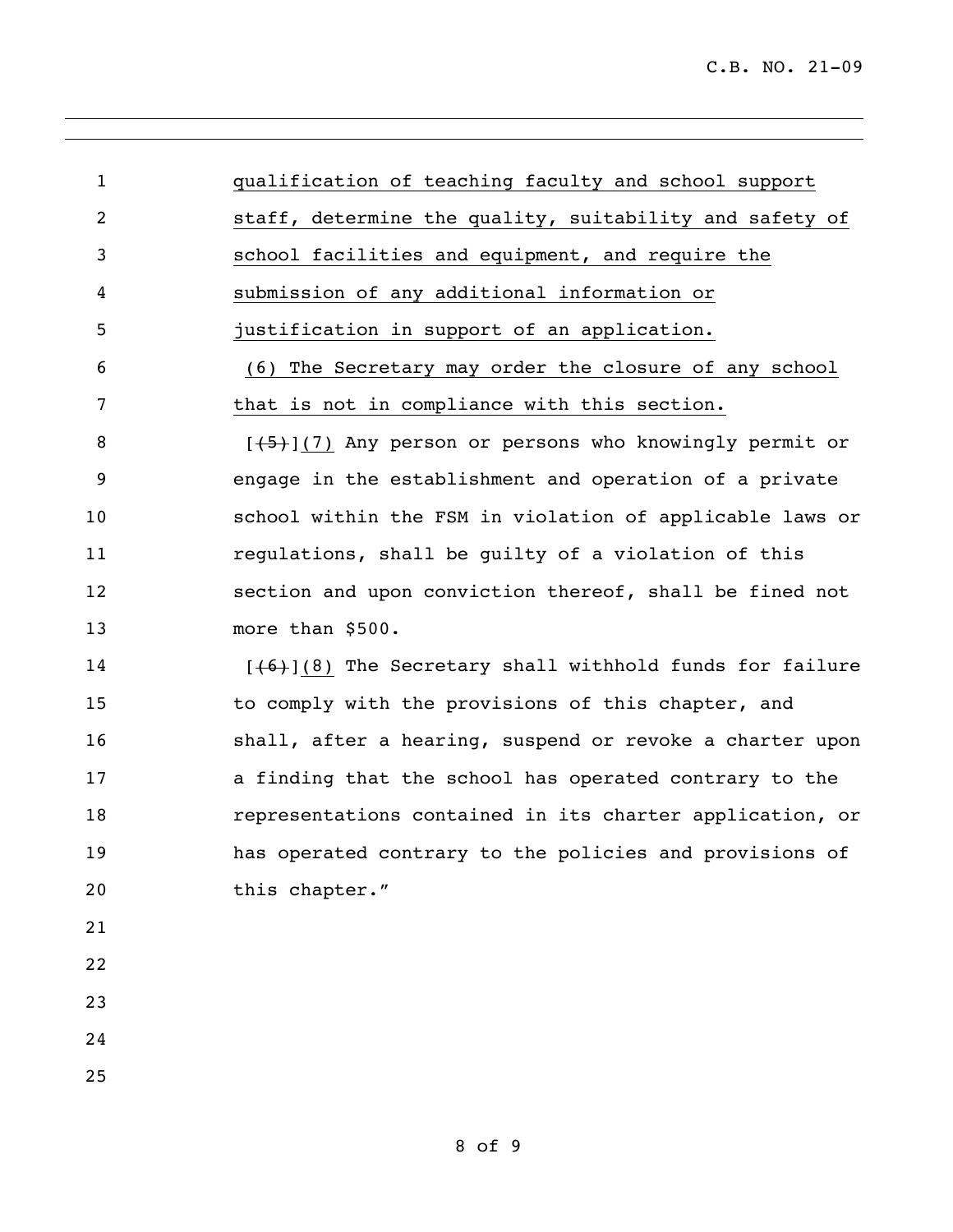qualification of teaching faculty and school support staff, determine the quality, suitability and safety of school facilities and equipment, and require the submission of any additional information or justification in support of an application.

(6) The Secretary may order the closure of any school that is not in compliance with this section.

[~~(5)~~](7) Any person or persons who knowingly permit or engage in the establishment and operation of a private school within the FSM in violation of applicable laws or regulations, shall be guilty of a violation of this section and upon conviction thereof, shall be fined not more than $500.

[~~(6)~~](8) The Secretary shall withhold funds for failure to comply with the provisions of this chapter, and shall, after a hearing, suspend or revoke a charter upon a finding that the school has operated contrary to the representations contained in its charter application, or has operated contrary to the policies and provisions of this chapter."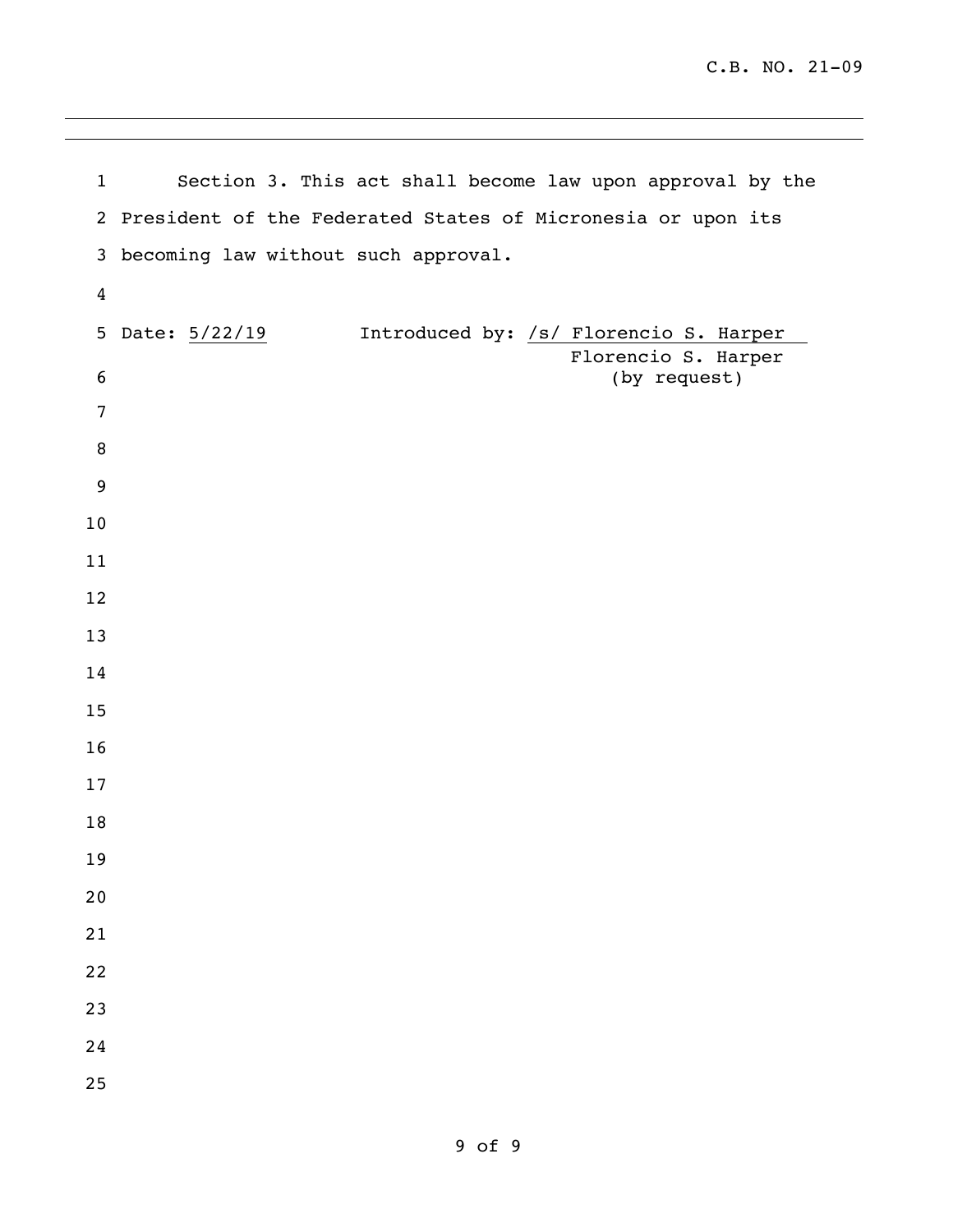Section 3. This act shall become law upon approval by the President of the Federated States of Micronesia or upon its becoming law without such approval.

Date: 5/22/19

Introduced by: /s/ Florencio S. Harper

Florencio S. Harper
(by request)